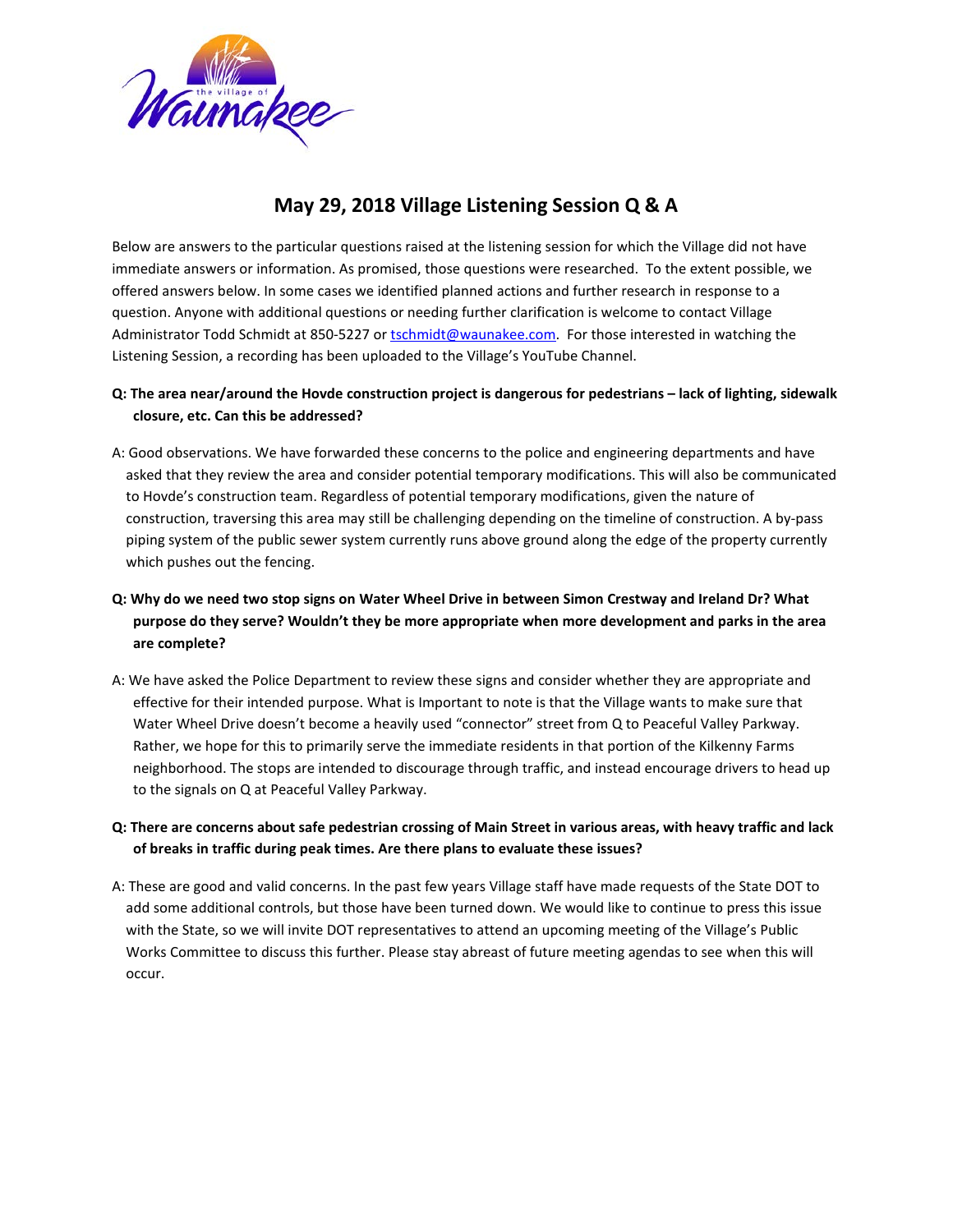# May 29, 2018 Village Listening Session Q & A

Below are answers to the particular questions raised at the listening session for which the Village did not have immediate answers or information. As promised, those questions were researched. To the extent possible, we offered answers below. In some cases we identified planned actions and further research in response to a question. Anyone with additional questions or needing further clarification is welcome to contact Village Administrator Todd Schmidt at 850-5227 or tschmidt@waunakee.com. For those interested in watching the Listening Session, a recording has been uploaded to the Village's YouTube Channel.

**Q: The area near/around the Hovde construction project is dangerous for pedestrians – lack of lighting, sidewalk closure, etc. Can this be addressed?**

A: Good observations. We have forwarded these concerns to the police and engineering departments and have asked that they review the area and consider potential temporary modifications. This will also be communicated to Hovde's construction team. Regardless of potential temporary modifications, given the nature of construction, traversing this area may still be challenging depending on the timeline of construction. A by-pass piping system of the public sewer system currently runs above ground along the edge of the property currently which pushes out the fencing.

**Q: Why do we need two stop signs on Water Wheel Drive in between Simon Crestway and Ireland Dr? What purpose do they serve? Wouldn't they be more appropriate when more development and parks in the area are complete?**

A: We have asked the Police Department to review these signs and consider whether they are appropriate and effective for their intended purpose. What is Important to note is that the Village wants to make sure that Water Wheel Drive doesn't become a heavily used "connector" street from Q to Peaceful Valley Parkway. Rather, we hope for this to primarily serve the immediate residents in that portion of the Kilkenny Farms neighborhood. The stops are intended to discourage through traffic, and instead encourage drivers to head up to the signals on Q at Peaceful Valley Parkway.

**Q: There are concerns about safe pedestrian crossing of Main Street in various areas, with heavy traffic and lack of breaks in traffic during peak times. Are there plans to evaluate these issues?**

A: These are good and valid concerns. In the past few years Village staff have made requests of the State DOT to add some additional controls, but those have been turned down. We would like to continue to press this issue with the State, so we will invite DOT representatives to attend an upcoming meeting of the Village's Public Works Committee to discuss this further. Please stay abreast of future meeting agendas to see when this will occur.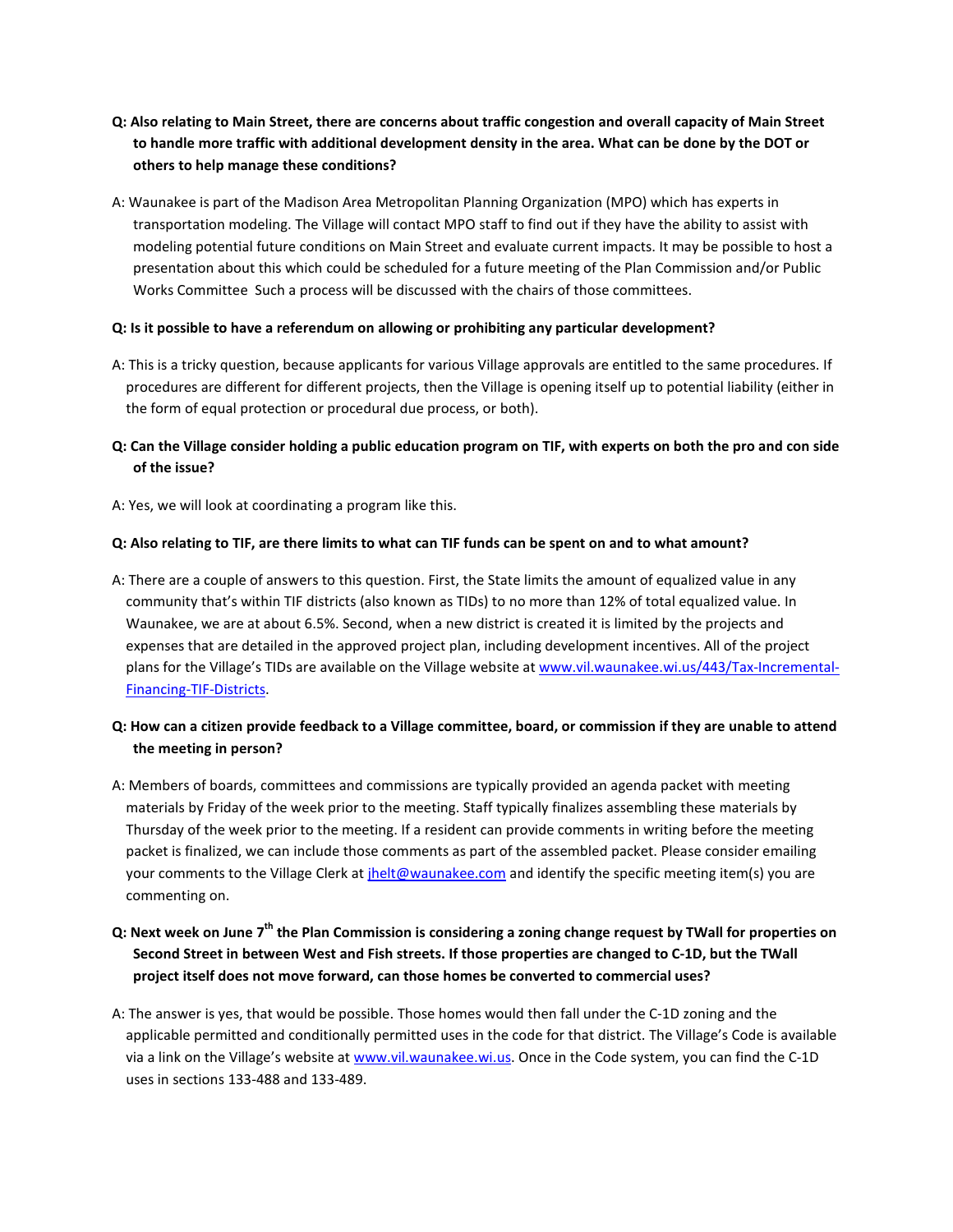**Q: Also relating to Main Street, there are concerns about traffic congestion and overall capacity of Main Street to handle more traffic with additional development density in the area. What can be done by the DOT or others to help manage these conditions?**

A: Waunakee is part of the Madison Area Metropolitan Planning Organization (MPO) which has experts in transportation modeling. The Village will contact MPO staff to find out if they have the ability to assist with modeling potential future conditions on Main Street and evaluate current impacts. It may be possible to host a presentation about this which could be scheduled for a future meeting of the Plan Commission and/or Public Works Committee  Such a process will be discussed with the chairs of those committees.

**Q: Is it possible to have a referendum on allowing or prohibiting any particular development?**

A: This is a tricky question, because applicants for various Village approvals are entitled to the same procedures. If procedures are different for different projects, then the Village is opening itself up to potential liability (either in the form of equal protection or procedural due process, or both).

**Q: Can the Village consider holding a public education program on TIF, with experts on both the pro and con side of the issue?**

A: Yes, we will look at coordinating a program like this.

**Q: Also relating to TIF, are there limits to what can TIF funds can be spent on and to what amount?**

A: There are a couple of answers to this question. First, the State limits the amount of equalized value in any community that's within TIF districts (also known as TIDs) to no more than 12% of total equalized value. In Waunakee, we are at about 6.5%. Second, when a new district is created it is limited by the projects and expenses that are detailed in the approved project plan, including development incentives. All of the project plans for the Village's TIDs are available on the Village website at [www.vil.waunakee.wi.us/443/Tax-Incremental-Financing-TIF-Districts](www.vil.waunakee.wi.us/443/Tax-Incremental-Financing-TIF-Districts).

**Q: How can a citizen provide feedback to a Village committee, board, or commission if they are unable to attend the meeting in person?**

A: Members of boards, committees and commissions are typically provided an agenda packet with meeting materials by Friday of the week prior to the meeting. Staff typically finalizes assembling these materials by Thursday of the week prior to the meeting. If a resident can provide comments in writing before the meeting packet is finalized, we can include those comments as part of the assembled packet. Please consider emailing your comments to the Village Clerk at [jhelt@waunakee.com](mailto:jhelt@waunakee.com) and identify the specific meeting item(s) you are commenting on.

**Q: Next week on June 7th the Plan Commission is considering a zoning change request by TWall for properties on Second Street in between West and Fish streets. If those properties are changed to C-1D, but the TWall project itself does not move forward, can those homes be converted to commercial uses?**

A: The answer is yes, that would be possible. Those homes would then fall under the C-1D zoning and the applicable permitted and conditionally permitted uses in the code for that district. The Village's Code is available via a link on the Village's website at [www.vil.waunakee.wi.us](www.vil.waunakee.wi.us). Once in the Code system, you can find the C-1D uses in sections 133-488 and 133-489.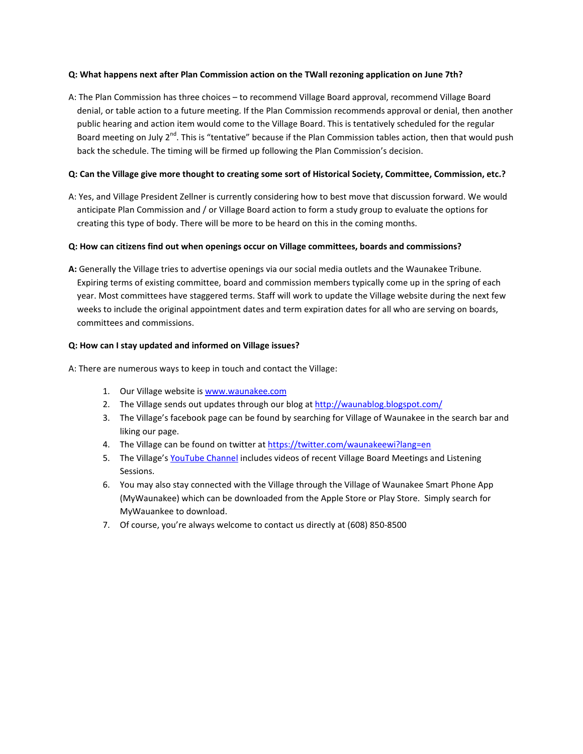**Q: What happens next after Plan Commission action on the TWall rezoning application on June 7th?**

A: The Plan Commission has three choices – to recommend Village Board approval, recommend Village Board denial, or table action to a future meeting. If the Plan Commission recommends approval or denial, then another public hearing and action item would come to the Village Board. This is tentatively scheduled for the regular Board meeting on July 2nd. This is "tentative" because if the Plan Commission tables action, then that would push back the schedule. The timing will be firmed up following the Plan Commission's decision.

**Q: Can the Village give more thought to creating some sort of Historical Society, Committee, Commission, etc.?**

A: Yes, and Village President Zellner is currently considering how to best move that discussion forward. We would anticipate Plan Commission and / or Village Board action to form a study group to evaluate the options for creating this type of body. There will be more to be heard on this in the coming months.

**Q: How can citizens find out when openings occur on Village committees, boards and commissions?**

**A:** Generally the Village tries to advertise openings via our social media outlets and the Waunakee Tribune. Expiring terms of existing committee, board and commission members typically come up in the spring of each year. Most committees have staggered terms. Staff will work to update the Village website during the next few weeks to include the original appointment dates and term expiration dates for all who are serving on boards, committees and commissions.

**Q: How can I stay updated and informed on Village issues?**

A: There are numerous ways to keep in touch and contact the Village:

1. Our Village website is www.waunakee.com
2. The Village sends out updates through our blog at http://waunablog.blogspot.com/
3. The Village's facebook page can be found by searching for Village of Waunakee in the search bar and liking our page.
4. The Village can be found on twitter at https://twitter.com/waunakeewi?lang=en
5. The Village's YouTube Channel includes videos of recent Village Board Meetings and Listening Sessions.
6. You may also stay connected with the Village through the Village of Waunakee Smart Phone App (MyWaunakee) which can be downloaded from the Apple Store or Play Store. Simply search for MyWauankee to download.
7. Of course, you're always welcome to contact us directly at (608) 850-8500